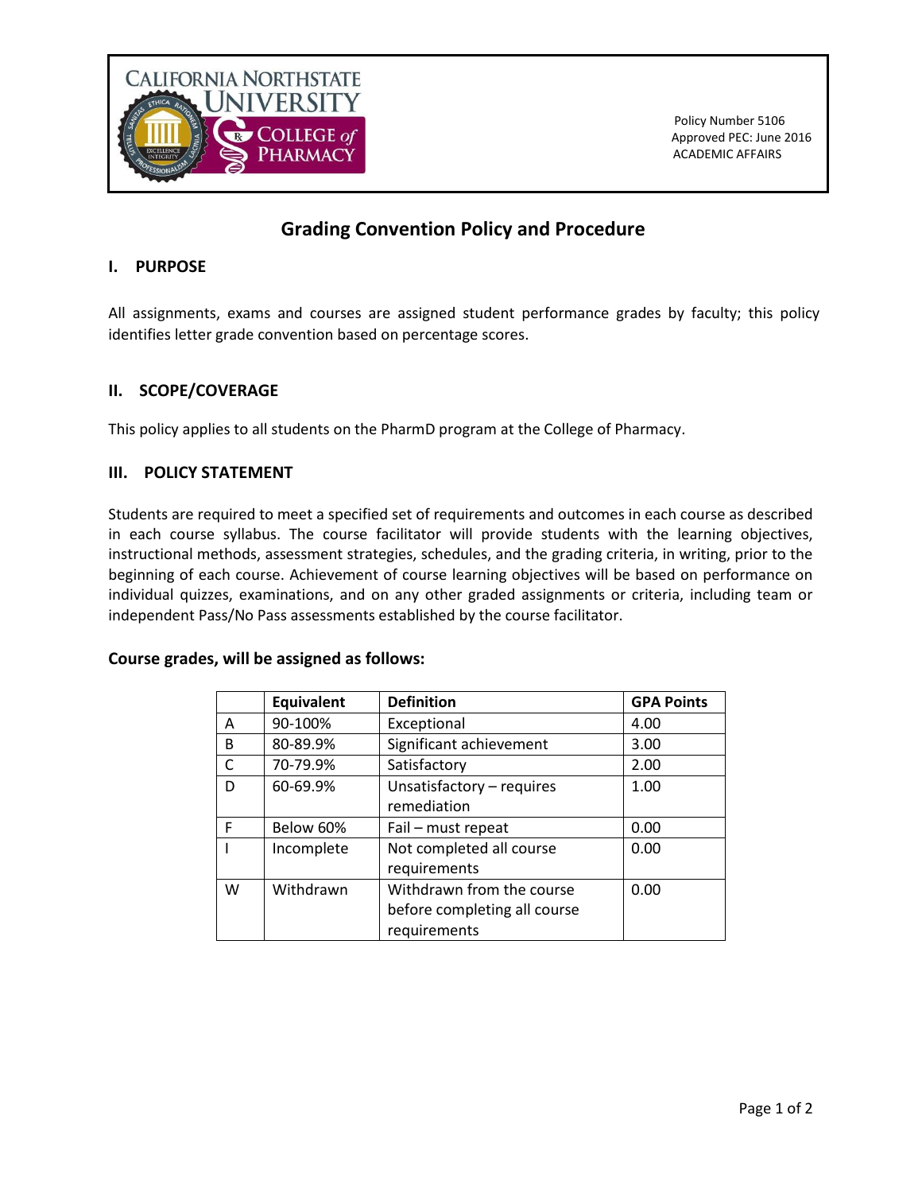CALIFORNIA NORTHSTATE UNIVERSITY COLLEGE of PHARMACY

Policy Number 5106
Approved PEC: June 2016
ACADEMIC AFFAIRS

# Grading Convention Policy and Procedure

## I. PURPOSE

All assignments, exams and courses are assigned student performance grades by faculty; this policy identifies letter grade convention based on percentage scores.

## II. SCOPE/COVERAGE

This policy applies to all students on the PharmD program at the College of Pharmacy.

## III. POLICY STATEMENT

Students are required to meet a specified set of requirements and outcomes in each course as described in each course syllabus. The course facilitator will provide students with the learning objectives, instructional methods, assessment strategies, schedules, and the grading criteria, in writing, prior to the beginning of each course. Achievement of course learning objectives will be based on performance on individual quizzes, examinations, and on any other graded assignments or criteria, including team or independent Pass/No Pass assessments established by the course facilitator.

### Course grades, will be assigned as follows:

| | Equivalent | Definition | GPA Points |
|---|---|---|---|
| A | 90-100% | Exceptional | 4.00 |
| B | 80-89.9% | Significant achievement | 3.00 |
| C | 70-79.9% | Satisfactory | 2.00 |
| D | 60-69.9% | Unsatisfactory – requires remediation | 1.00 |
| F | Below 60% | Fail – must repeat | 0.00 |
| I | Incomplete | Not completed all course requirements | 0.00 |
| W | Withdrawn | Withdrawn from the course before completing all course requirements | 0.00 |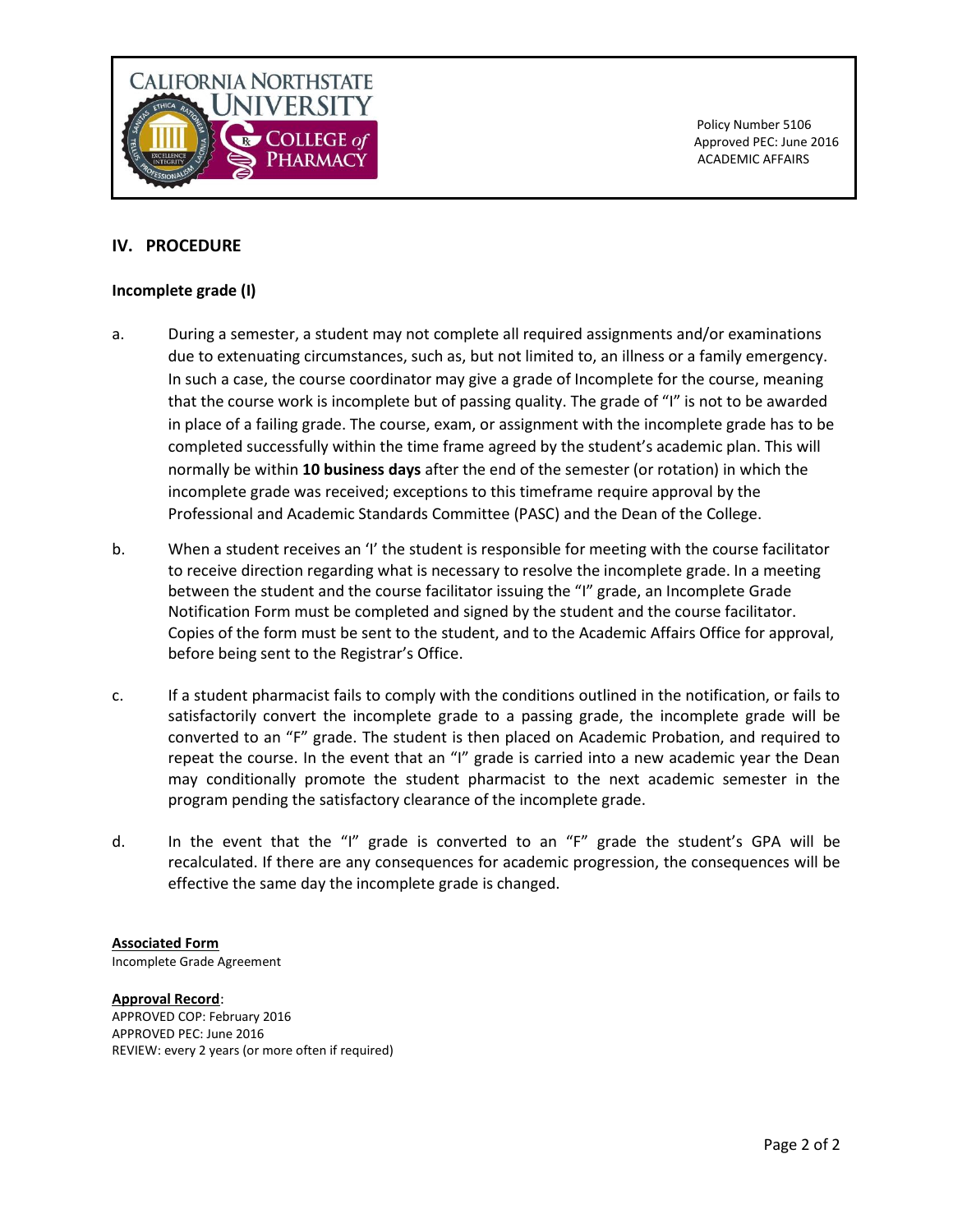Policy Number 5106
Approved PEC: June 2016
ACADEMIC AFFAIRS

## IV. PROCEDURE

### Incomplete grade (I)

a. During a semester, a student may not complete all required assignments and/or examinations due to extenuating circumstances, such as, but not limited to, an illness or a family emergency. In such a case, the course coordinator may give a grade of Incomplete for the course, meaning that the course work is incomplete but of passing quality. The grade of "I" is not to be awarded in place of a failing grade. The course, exam, or assignment with the incomplete grade has to be completed successfully within the time frame agreed by the student's academic plan. This will normally be within **10 business days** after the end of the semester (or rotation) in which the incomplete grade was received; exceptions to this timeframe require approval by the Professional and Academic Standards Committee (PASC) and the Dean of the College.

b. When a student receives an 'I' the student is responsible for meeting with the course facilitator to receive direction regarding what is necessary to resolve the incomplete grade. In a meeting between the student and the course facilitator issuing the "I" grade, an Incomplete Grade Notification Form must be completed and signed by the student and the course facilitator. Copies of the form must be sent to the student, and to the Academic Affairs Office for approval, before being sent to the Registrar's Office.

c. If a student pharmacist fails to comply with the conditions outlined in the notification, or fails to satisfactorily convert the incomplete grade to a passing grade, the incomplete grade will be converted to an "F" grade. The student is then placed on Academic Probation, and required to repeat the course. In the event that an "I" grade is carried into a new academic year the Dean may conditionally promote the student pharmacist to the next academic semester in the program pending the satisfactory clearance of the incomplete grade.

d. In the event that the "I" grade is converted to an "F" grade the student's GPA will be recalculated. If there are any consequences for academic progression, the consequences will be effective the same day the incomplete grade is changed.

**Associated Form**
Incomplete Grade Agreement

**Approval Record**:
APPROVED COP: February 2016
APPROVED PEC: June 2016
REVIEW: every 2 years (or more often if required)